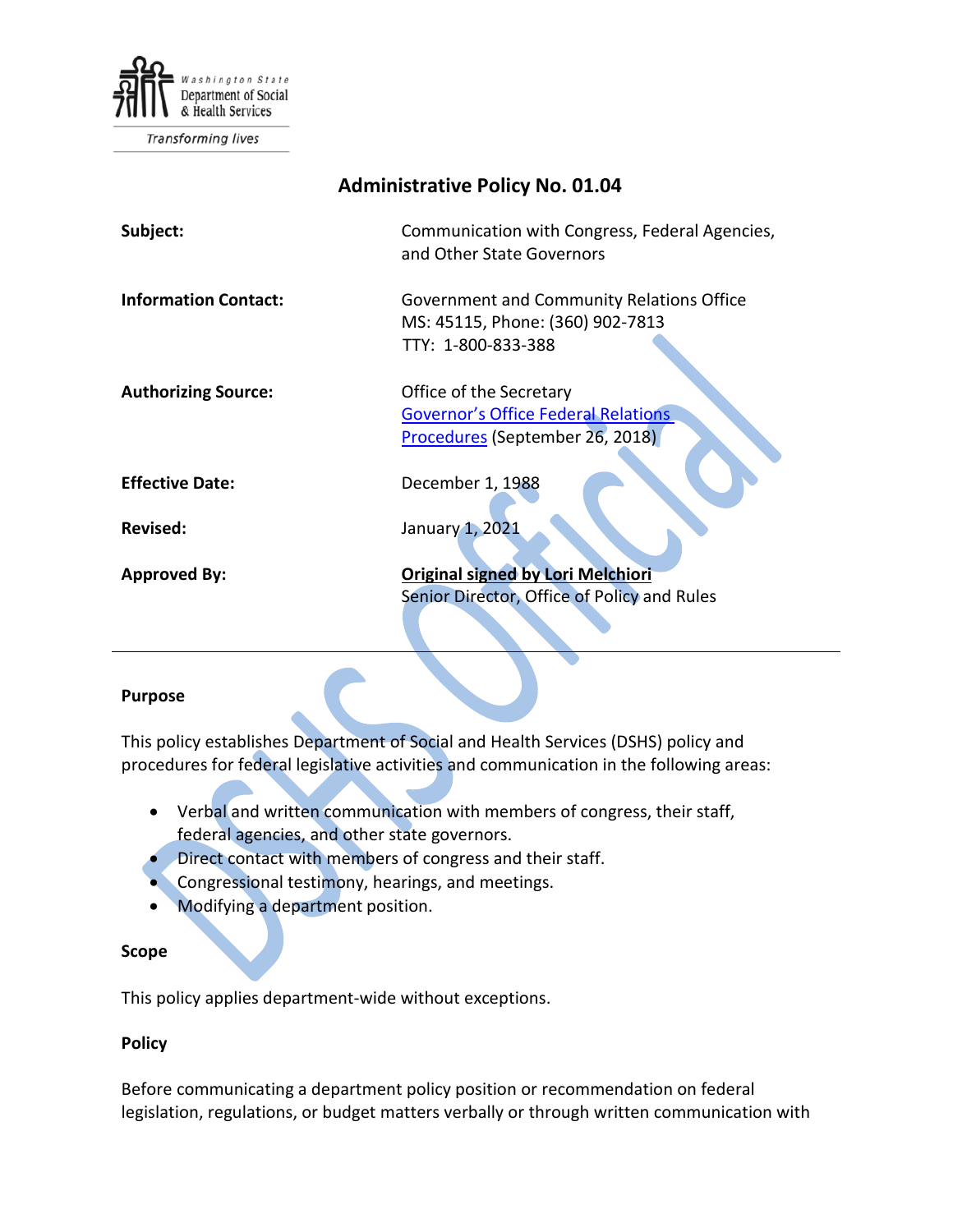Washington State Department of Social & Health Services

Transforming lives

# Administrative Policy No. 01.04

| | |
|---|---|
| **Subject:** | Communication with Congress, Federal Agencies, and Other State Governors |
| **Information Contact:** | Government and Community Relations Office<br>MS: 45115, Phone: (360) 902-7813<br>TTY: 1-800-833-388 |
| **Authorizing Source:** | Office of the Secretary<br>Governor's Office Federal Relations Procedures (September 26, 2018) |
| **Effective Date:** | December 1, 1988 |
| **Revised:** | January 1, 2021 |
| **Approved By:** | **Original signed by Lori Melchiori**<br>Senior Director, Office of Policy and Rules |

## Purpose

This policy establishes Department of Social and Health Services (DSHS) policy and procedures for federal legislative activities and communication in the following areas:

- Verbal and written communication with members of congress, their staff, federal agencies, and other state governors.
- Direct contact with members of congress and their staff.
- Congressional testimony, hearings, and meetings.
- Modifying a department position.

## Scope

This policy applies department-wide without exceptions.

## Policy

Before communicating a department policy position or recommendation on federal legislation, regulations, or budget matters verbally or through written communication with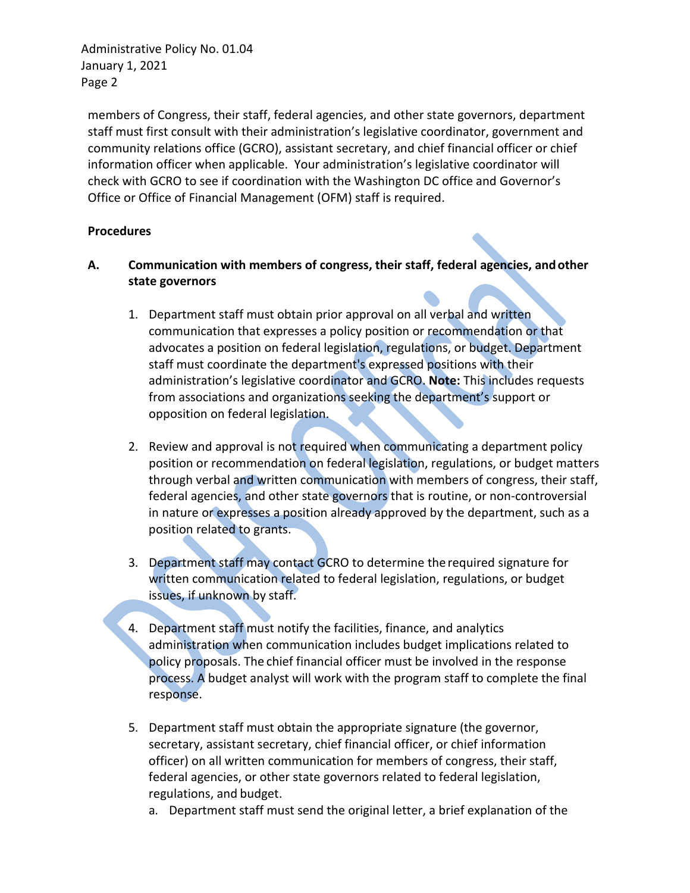members of Congress, their staff, federal agencies, and other state governors, department staff must first consult with their administration's legislative coordinator, government and community relations office (GCRO), assistant secretary, and chief financial officer or chief information officer when applicable. Your administration's legislative coordinator will check with GCRO to see if coordination with the Washington DC office and Governor's Office or Office of Financial Management (OFM) staff is required.

**Procedures**

**A. Communication with members of congress, their staff, federal agencies, and other state governors**

1. Department staff must obtain prior approval on all verbal and written communication that expresses a policy position or recommendation or that advocates a position on federal legislation, regulations, or budget. Department staff must coordinate the department's expressed positions with their administration's legislative coordinator and GCRO. **Note:** This includes requests from associations and organizations seeking the department's support or opposition on federal legislation.

2. Review and approval is not required when communicating a department policy position or recommendation on federal legislation, regulations, or budget matters through verbal and written communication with members of congress, their staff, federal agencies, and other state governors that is routine, or non-controversial in nature or expresses a position already approved by the department, such as a position related to grants.

3. Department staff may contact GCRO to determine the required signature for written communication related to federal legislation, regulations, or budget issues, if unknown by staff.

4. Department staff must notify the facilities, finance, and analytics administration when communication includes budget implications related to policy proposals. The chief financial officer must be involved in the response process. A budget analyst will work with the program staff to complete the final response.

5. Department staff must obtain the appropriate signature (the governor, secretary, assistant secretary, chief financial officer, or chief information officer) on all written communication for members of congress, their staff, federal agencies, or other state governors related to federal legislation, regulations, and budget.
   a. Department staff must send the original letter, a brief explanation of the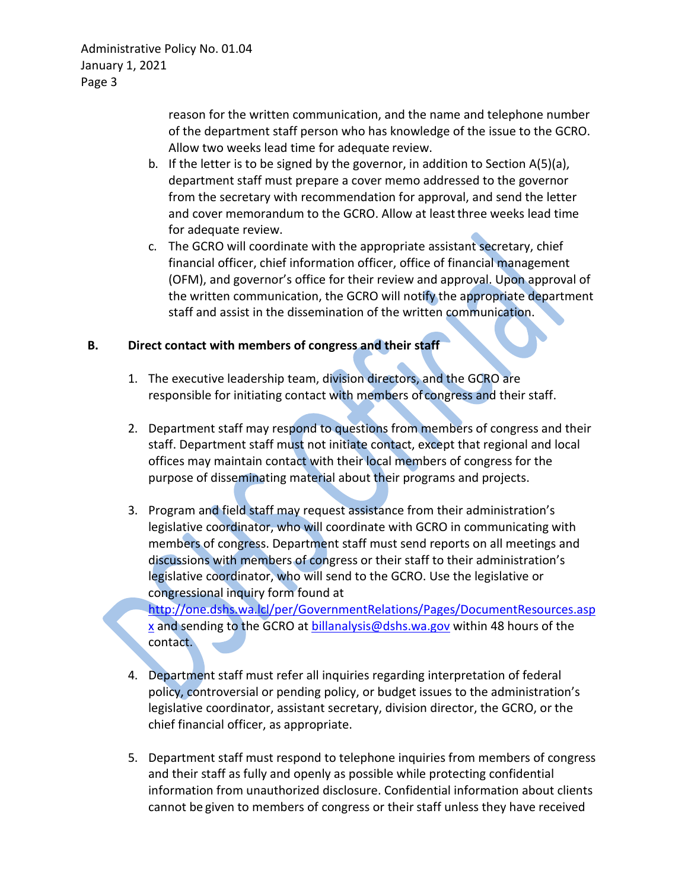reason for the written communication, and the name and telephone number of the department staff person who has knowledge of the issue to the GCRO. Allow two weeks lead time for adequate review.

b. If the letter is to be signed by the governor, in addition to Section A(5)(a), department staff must prepare a cover memo addressed to the governor from the secretary with recommendation for approval, and send the letter and cover memorandum to the GCRO. Allow at least three weeks lead time for adequate review.

c. The GCRO will coordinate with the appropriate assistant secretary, chief financial officer, chief information officer, office of financial management (OFM), and governor's office for their review and approval. Upon approval of the written communication, the GCRO will notify the appropriate department staff and assist in the dissemination of the written communication.

**B. Direct contact with members of congress and their staff**

1. The executive leadership team, division directors, and the GCRO are responsible for initiating contact with members of congress and their staff.

2. Department staff may respond to questions from members of congress and their staff. Department staff must not initiate contact, except that regional and local offices may maintain contact with their local members of congress for the purpose of disseminating material about their programs and projects.

3. Program and field staff may request assistance from their administration's legislative coordinator, who will coordinate with GCRO in communicating with members of congress. Department staff must send reports on all meetings and discussions with members of congress or their staff to their administration's legislative coordinator, who will send to the GCRO. Use the legislative or congressional inquiry form found at [http://one.dshs.wa.lcl/per/GovernmentRelations/Pages/DocumentResources.aspx](http://one.dshs.wa.lcl/per/GovernmentRelations/Pages/DocumentResources.aspx) and sending to the GCRO at [billanalysis@dshs.wa.gov](mailto:billanalysis@dshs.wa.gov) within 48 hours of the contact.

4. Department staff must refer all inquiries regarding interpretation of federal policy, controversial or pending policy, or budget issues to the administration's legislative coordinator, assistant secretary, division director, the GCRO, or the chief financial officer, as appropriate.

5. Department staff must respond to telephone inquiries from members of congress and their staff as fully and openly as possible while protecting confidential information from unauthorized disclosure. Confidential information about clients cannot be given to members of congress or their staff unless they have received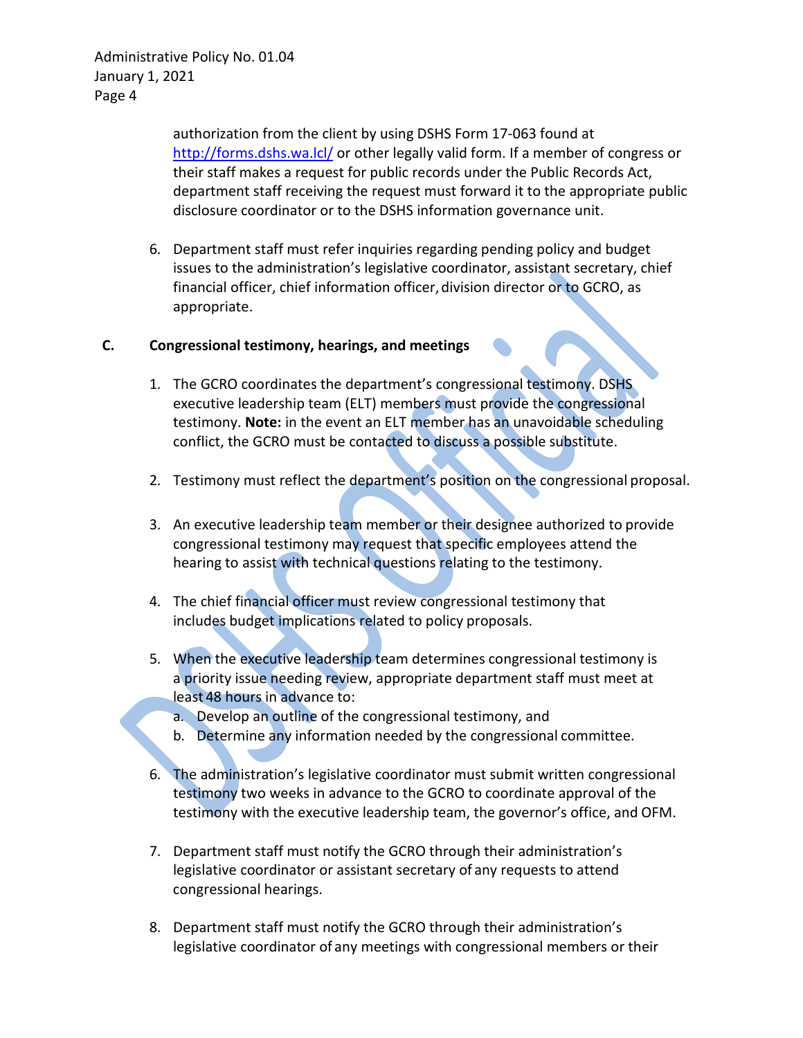authorization from the client by using DSHS Form 17-063 found at http://forms.dshs.wa.lcl/ or other legally valid form. If a member of congress or their staff makes a request for public records under the Public Records Act, department staff receiving the request must forward it to the appropriate public disclosure coordinator or to the DSHS information governance unit.

6. Department staff must refer inquiries regarding pending policy and budget issues to the administration's legislative coordinator, assistant secretary, chief financial officer, chief information officer, division director or to GCRO, as appropriate.

**C. Congressional testimony, hearings, and meetings**

1. The GCRO coordinates the department's congressional testimony. DSHS executive leadership team (ELT) members must provide the congressional testimony. **Note:** in the event an ELT member has an unavoidable scheduling conflict, the GCRO must be contacted to discuss a possible substitute.

2. Testimony must reflect the department's position on the congressional proposal.

3. An executive leadership team member or their designee authorized to provide congressional testimony may request that specific employees attend the hearing to assist with technical questions relating to the testimony.

4. The chief financial officer must review congressional testimony that includes budget implications related to policy proposals.

5. When the executive leadership team determines congressional testimony is a priority issue needing review, appropriate department staff must meet at least 48 hours in advance to:
   a. Develop an outline of the congressional testimony, and
   b. Determine any information needed by the congressional committee.

6. The administration's legislative coordinator must submit written congressional testimony two weeks in advance to the GCRO to coordinate approval of the testimony with the executive leadership team, the governor's office, and OFM.

7. Department staff must notify the GCRO through their administration's legislative coordinator or assistant secretary of any requests to attend congressional hearings.

8. Department staff must notify the GCRO through their administration's legislative coordinator of any meetings with congressional members or their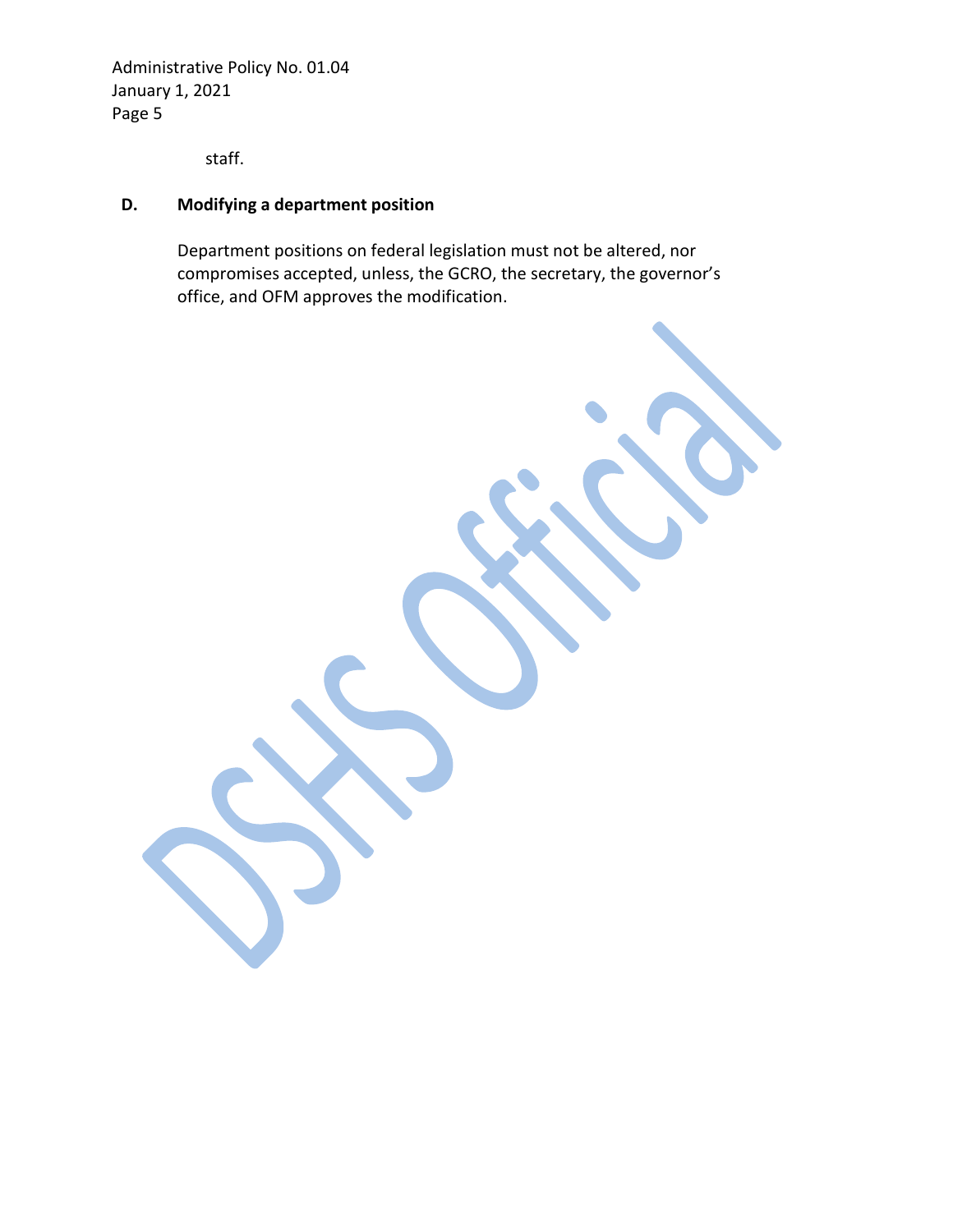staff.

**D. Modifying a department position**

Department positions on federal legislation must not be altered, nor compromises accepted, unless, the GCRO, the secretary, the governor's office, and OFM approves the modification.